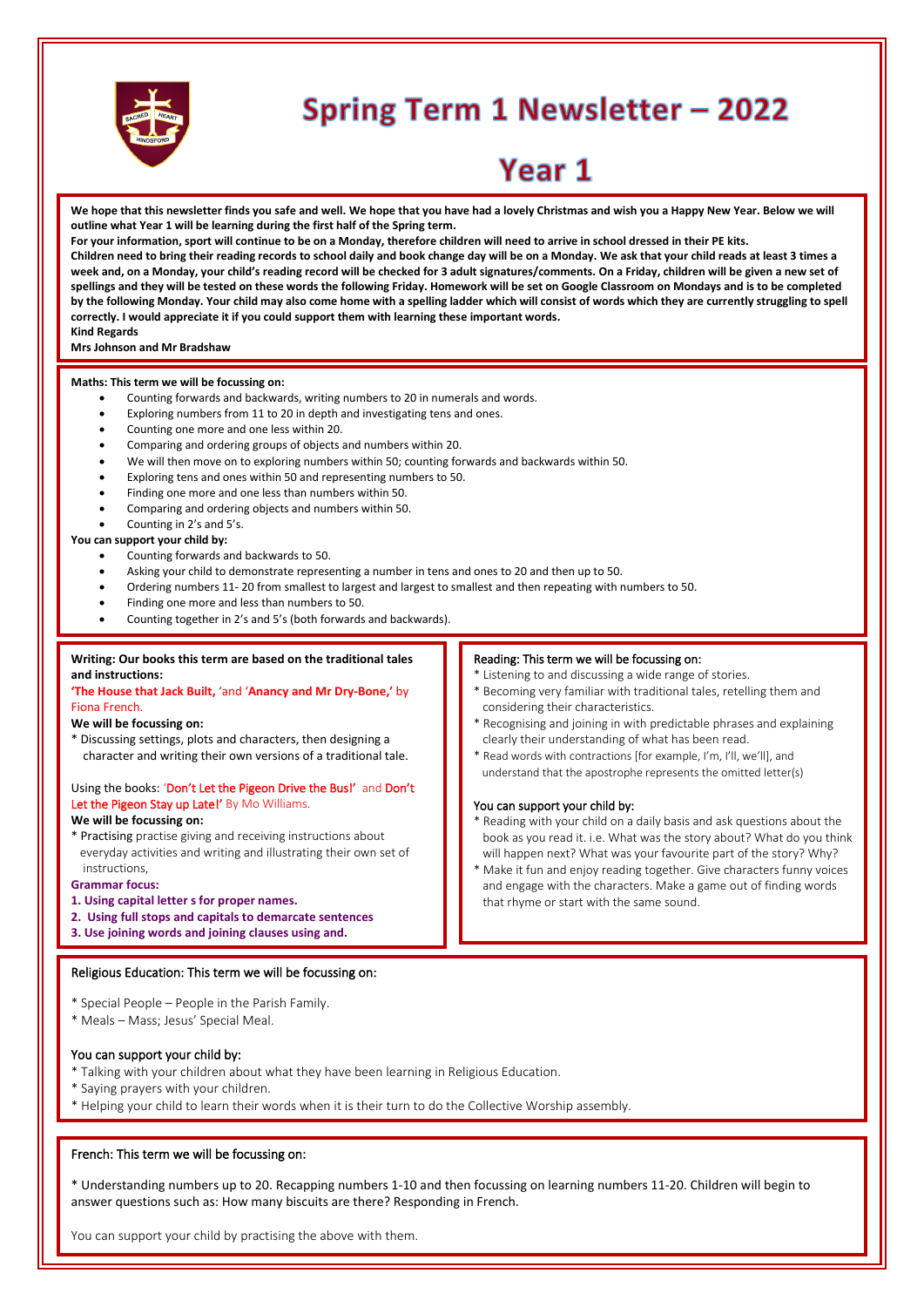# Spring Term 1 Newsletter – 2022

# Year 1

**We hope that this newsletter finds you safe and well. We hope that you have had a lovely Christmas and wish you a Happy New Year. Below we will outline what Year 1 will be learning during the first half of the Spring term.**
**For your information, sport will continue to be on a Monday, therefore children will need to arrive in school dressed in their PE kits.**
**Children need to bring their reading records to school daily and book change day will be on a Monday. We ask that your child reads at least 3 times a week and, on a Monday, your child's reading record will be checked for 3 adult signatures/comments. On a Friday, children will be given a new set of spellings and they will be tested on these words the following Friday. Homework will be set on Google Classroom on Mondays and is to be completed by the following Monday. Your child may also come home with a spelling ladder which will consist of words which they are currently struggling to spell correctly. I would appreciate it if you could support them with learning these important words.**
**Kind Regards**
**Mrs Johnson and Mr Bradshaw**

**Maths: This term we will be focussing on:**

- Counting forwards and backwards, writing numbers to 20 in numerals and words.
- Exploring numbers from 11 to 20 in depth and investigating tens and ones.
- Counting one more and one less within 20.
- Comparing and ordering groups of objects and numbers within 20.
- We will then move on to exploring numbers within 50; counting forwards and backwards within 50.
- Exploring tens and ones within 50 and representing numbers to 50.
- Finding one more and one less than numbers within 50.
- Comparing and ordering objects and numbers within 50.
- Counting in 2's and 5's.

**You can support your child by:**

- Counting forwards and backwards to 50.
- Asking your child to demonstrate representing a number in tens and ones to 20 and then up to 50.
- Ordering numbers 11- 20 from smallest to largest and largest to smallest and then repeating with numbers to 50.
- Finding one more and less than numbers to 50.
- Counting together in 2's and 5's (both forwards and backwards).

**Writing: Our books this term are based on the traditional tales and instructions:**
**'The House that Jack Built,** 'and '**Anancy and Mr Dry-Bone,'** by Fiona French.

**We will be focussing on:**
* Discussing settings, plots and characters, then designing a character and writing their own versions of a traditional tale.

Using the books: 'Don't Let the Pigeon Drive the Bus!' and Don't Let the Pigeon Stay up Late!' By Mo Williams.

**We will be focussing on:**
* Practising practise giving and receiving instructions about everyday activities and writing and illustrating their own set of instructions,

**Grammar focus:**
**1. Using capital letter s for proper names.**
**2. Using full stops and capitals to demarcate sentences**
**3. Use joining words and joining clauses using and.**

Reading: This term we will be focussing on:
* Listening to and discussing a wide range of stories.
* Becoming very familiar with traditional tales, retelling them and considering their characteristics.
* Recognising and joining in with predictable phrases and explaining clearly their understanding of what has been read.
* Read words with contractions [for example, I'm, I'll, we'll], and understand that the apostrophe represents the omitted letter(s)

You can support your child by:
* Reading with your child on a daily basis and ask questions about the book as you read it. i.e. What was the story about? What do you think will happen next? What was your favourite part of the story? Why?
* Make it fun and enjoy reading together. Give characters funny voices and engage with the characters. Make a game out of finding words that rhyme or start with the same sound.

Religious Education: This term we will be focussing on:

* Special People – People in the Parish Family.
* Meals – Mass; Jesus' Special Meal.

You can support your child by:
* Talking with your children about what they have been learning in Religious Education.
* Saying prayers with your children.
* Helping your child to learn their words when it is their turn to do the Collective Worship assembly.

French: This term we will be focussing on:

* Understanding numbers up to 20. Recapping numbers 1-10 and then focussing on learning numbers 11-20. Children will begin to answer questions such as: How many biscuits are there? Responding in French.

You can support your child by practising the above with them.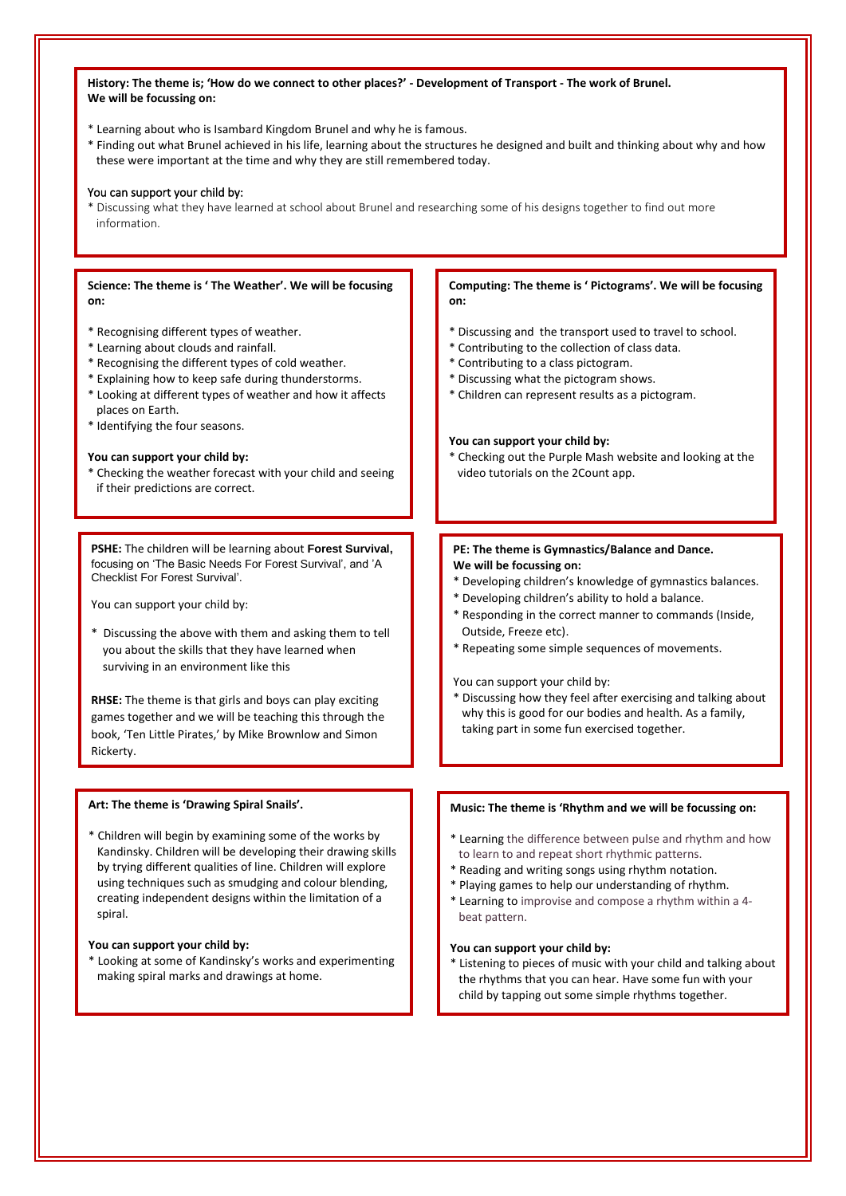**History: The theme is; 'How do we connect to other places?' - Development of Transport - The work of Brunel.**
**We will be focussing on:**

* Learning about who is Isambard Kingdom Brunel and why he is famous.
* Finding out what Brunel achieved in his life, learning about the structures he designed and built and thinking about why and how these were important at the time and why they are still remembered today.

You can support your child by:

* Discussing what they have learned at school about Brunel and researching some of his designs together to find out more information.

**Science: The theme is ' The Weather'. We will be focusing on:**

* Recognising different types of weather.
* Learning about clouds and rainfall.
* Recognising the different types of cold weather.
* Explaining how to keep safe during thunderstorms.
* Looking at different types of weather and how it affects places on Earth.
* Identifying the four seasons.

**You can support your child by:**

* Checking the weather forecast with your child and seeing if their predictions are correct.

**Computing: The theme is ' Pictograms'. We will be focusing on:**

* Discussing and  the transport used to travel to school.
* Contributing to the collection of class data.
* Contributing to a class pictogram.
* Discussing what the pictogram shows.
* Children can represent results as a pictogram.

**You can support your child by:**

* Checking out the Purple Mash website and looking at the video tutorials on the 2Count app.

**PSHE:** The children will be learning about **Forest Survival,** focusing on 'The Basic Needs For Forest Survival', and 'A Checklist For Forest Survival'.

You can support your child by:

* Discussing the above with them and asking them to tell you about the skills that they have learned when surviving in an environment like this

**RHSE:** The theme is that girls and boys can play exciting games together and we will be teaching this through the book, 'Ten Little Pirates,' by Mike Brownlow and Simon Rickerty.

**PE: The theme is Gymnastics/Balance and Dance.**
**We will be focussing on:**

* Developing children's knowledge of gymnastics balances.
* Developing children's ability to hold a balance.
* Responding in the correct manner to commands (Inside, Outside, Freeze etc).
* Repeating some simple sequences of movements.

You can support your child by:

* Discussing how they feel after exercising and talking about why this is good for our bodies and health. As a family, taking part in some fun exercised together.

**Art: The theme is 'Drawing Spiral Snails'.**

* Children will begin by examining some of the works by Kandinsky. Children will be developing their drawing skills by trying different qualities of line. Children will explore using techniques such as smudging and colour blending, creating independent designs within the limitation of a spiral.

**You can support your child by:**

* Looking at some of Kandinsky's works and experimenting making spiral marks and drawings at home.

**Music: The theme is 'Rhythm and we will be focussing on:**

* Learning the difference between pulse and rhythm and how to learn to and repeat short rhythmic patterns.
* Reading and writing songs using rhythm notation.
* Playing games to help our understanding of rhythm.
* Learning to improvise and compose a rhythm within a 4-beat pattern.

**You can support your child by:**

* Listening to pieces of music with your child and talking about the rhythms that you can hear. Have some fun with your child by tapping out some simple rhythms together.